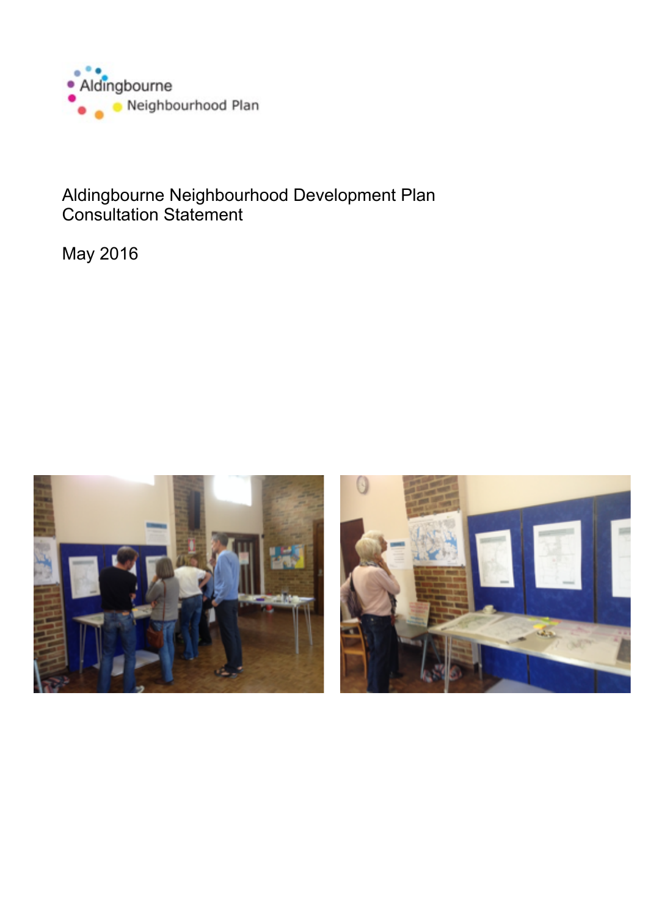Aldingbourne
Neighbourhood Plan

# Aldingbourne Neighbourhood Development Plan Consultation Statement

May 2016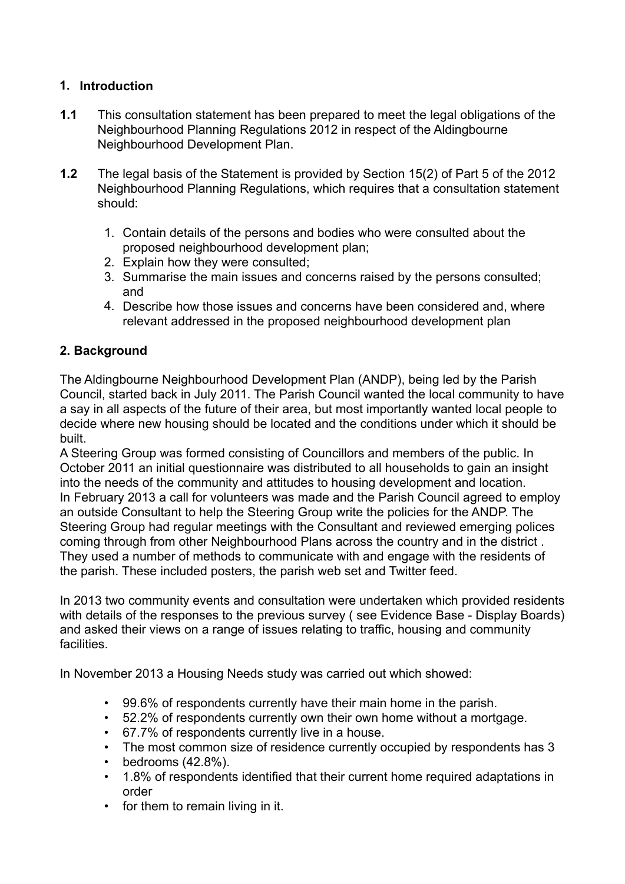## 1. Introduction

**1.1** This consultation statement has been prepared to meet the legal obligations of the Neighbourhood Planning Regulations 2012 in respect of the Aldingbourne Neighbourhood Development Plan.

**1.2** The legal basis of the Statement is provided by Section 15(2) of Part 5 of the 2012 Neighbourhood Planning Regulations, which requires that a consultation statement should:

1. Contain details of the persons and bodies who were consulted about the proposed neighbourhood development plan;
2. Explain how they were consulted;
3. Summarise the main issues and concerns raised by the persons consulted; and
4. Describe how those issues and concerns have been considered and, where relevant addressed in the proposed neighbourhood development plan

## 2. Background

The Aldingbourne Neighbourhood Development Plan (ANDP), being led by the Parish Council, started back in July 2011. The Parish Council wanted the local community to have a say in all aspects of the future of their area, but most importantly wanted local people to decide where new housing should be located and the conditions under which it should be built.

A Steering Group was formed consisting of Councillors and members of the public. In October 2011 an initial questionnaire was distributed to all households to gain an insight into the needs of the community and attitudes to housing development and location.

In February 2013 a call for volunteers was made and the Parish Council agreed to employ an outside Consultant to help the Steering Group write the policies for the ANDP. The Steering Group had regular meetings with the Consultant and reviewed emerging polices coming through from other Neighbourhood Plans across the country and in the district . They used a number of methods to communicate with and engage with the residents of the parish. These included posters, the parish web set and Twitter feed.

In 2013 two community events and consultation were undertaken which provided residents with details of the responses to the previous survey ( see Evidence Base - Display Boards) and asked their views on a range of issues relating to traffic, housing and community facilities.

In November 2013 a Housing Needs study was carried out which showed:

- 99.6% of respondents currently have their main home in the parish.
- 52.2% of respondents currently own their own home without a mortgage.
- 67.7% of respondents currently live in a house.
- The most common size of residence currently occupied by respondents has 3
- bedrooms (42.8%).
- 1.8% of respondents identified that their current home required adaptations in order
- for them to remain living in it.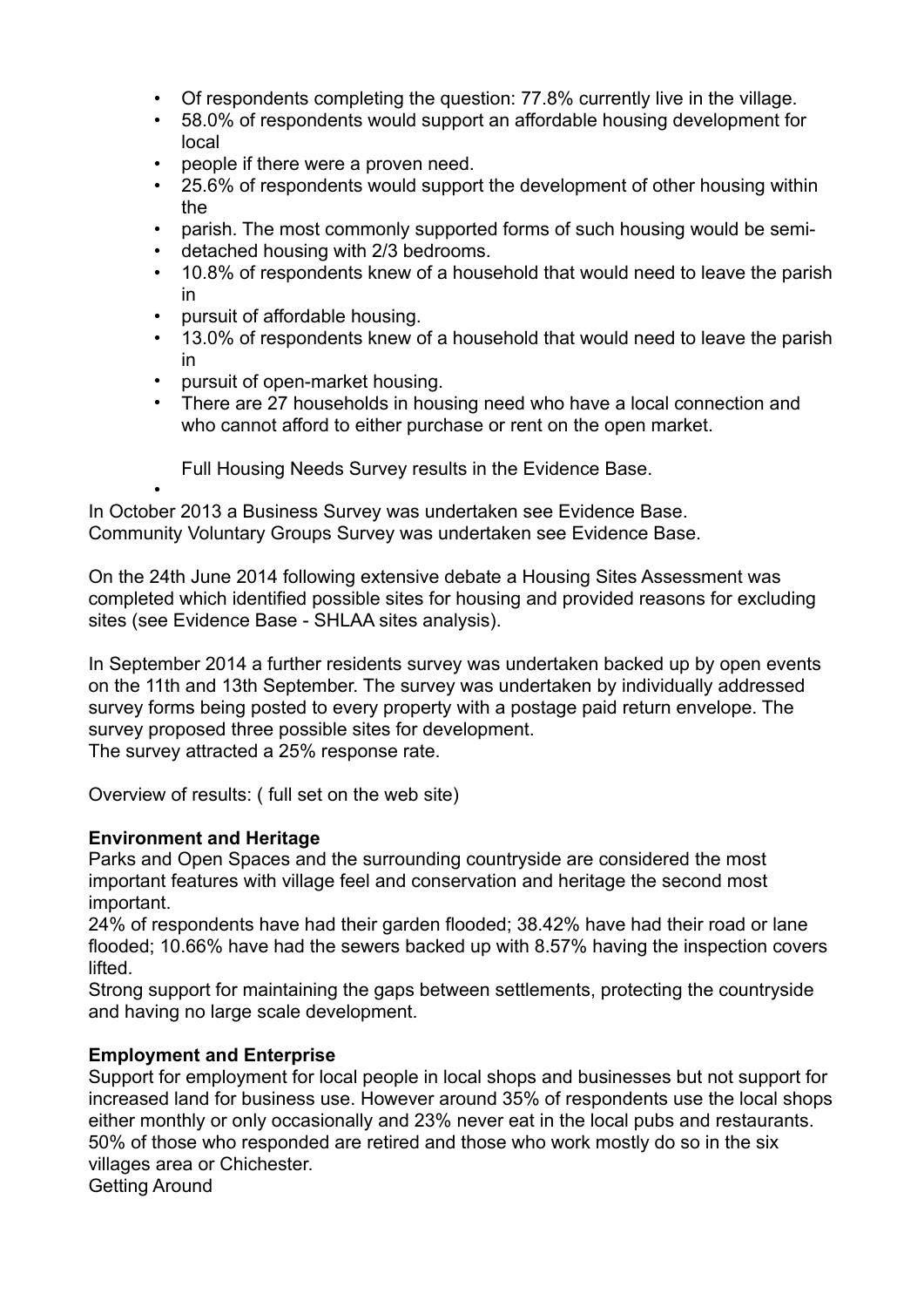- Of respondents completing the question: 77.8% currently live in the village.
- 58.0% of respondents would support an affordable housing development for local
- people if there were a proven need.
- 25.6% of respondents would support the development of other housing within the
- parish. The most commonly supported forms of such housing would be semi-
- detached housing with 2/3 bedrooms.
- 10.8% of respondents knew of a household that would need to leave the parish in
- pursuit of affordable housing.
- 13.0% of respondents knew of a household that would need to leave the parish in
- pursuit of open-market housing.
- There are 27 households in housing need who have a local connection and who cannot afford to either purchase or rent on the open market.

  Full Housing Needs Survey results in the Evidence Base.
- 

In October 2013 a Business Survey was undertaken see Evidence Base.
Community Voluntary Groups Survey was undertaken see Evidence Base.

On the 24th June 2014 following extensive debate a Housing Sites Assessment was completed which identified possible sites for housing and provided reasons for excluding sites (see Evidence Base - SHLAA sites analysis).

In September 2014 a further residents survey was undertaken backed up by open events on the 11th and 13th September. The survey was undertaken by individually addressed survey forms being posted to every property with a postage paid return envelope. The survey proposed three possible sites for development.
The survey attracted a 25% response rate.

Overview of results: ( full set on the web site)

**Environment and Heritage**
Parks and Open Spaces and the surrounding countryside are considered the most important features with village feel and conservation and heritage the second most important.
24% of respondents have had their garden flooded; 38.42% have had their road or lane flooded; 10.66% have had the sewers backed up with 8.57% having the inspection covers lifted.
Strong support for maintaining the gaps between settlements, protecting the countryside and having no large scale development.

**Employment and Enterprise**
Support for employment for local people in local shops and businesses but not support for increased land for business use. However around 35% of respondents use the local shops either monthly or only occasionally and 23% never eat in the local pubs and restaurants. 50% of those who responded are retired and those who work mostly do so in the six villages area or Chichester.
Getting Around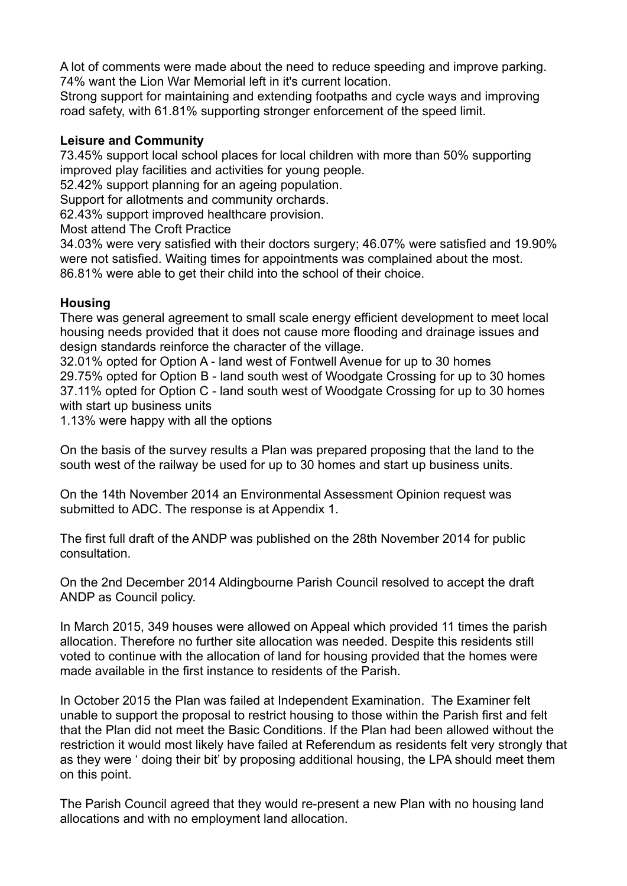A lot of comments were made about the need to reduce speeding and improve parking.
74% want the Lion War Memorial left in it's current location.
Strong support for maintaining and extending footpaths and cycle ways and improving road safety, with 61.81% supporting stronger enforcement of the speed limit.

**Leisure and Community**

73.45% support local school places for local children with more than 50% supporting improved play facilities and activities for young people.
52.42% support planning for an ageing population.
Support for allotments and community orchards.
62.43% support improved healthcare provision.
Most attend The Croft Practice
34.03% were very satisfied with their doctors surgery; 46.07% were satisfied and 19.90% were not satisfied. Waiting times for appointments was complained about the most.
86.81% were able to get their child into the school of their choice.

**Housing**

There was general agreement to small scale energy efficient development to meet local housing needs provided that it does not cause more flooding and drainage issues and design standards reinforce the character of the village.
32.01% opted for Option A - land west of Fontwell Avenue for up to 30 homes
29.75% opted for Option B - land south west of Woodgate Crossing for up to 30 homes
37.11% opted for Option C - land south west of Woodgate Crossing for up to 30 homes with start up business units
1.13% were happy with all the options

On the basis of the survey results a Plan was prepared proposing that the land to the south west of the railway be used for up to 30 homes and start up business units.

On the 14th November 2014 an Environmental Assessment Opinion request was submitted to ADC. The response is at Appendix 1.

The first full draft of the ANDP was published on the 28th November 2014 for public consultation.

On the 2nd December 2014 Aldingbourne Parish Council resolved to accept the draft ANDP as Council policy.

In March 2015, 349 houses were allowed on Appeal which provided 11 times the parish allocation. Therefore no further site allocation was needed. Despite this residents still voted to continue with the allocation of land for housing provided that the homes were made available in the first instance to residents of the Parish.

In October 2015 the Plan was failed at Independent Examination. The Examiner felt unable to support the proposal to restrict housing to those within the Parish first and felt that the Plan did not meet the Basic Conditions. If the Plan had been allowed without the restriction it would most likely have failed at Referendum as residents felt very strongly that as they were ' doing their bit' by proposing additional housing, the LPA should meet them on this point.

The Parish Council agreed that they would re-present a new Plan with no housing land allocations and with no employment land allocation.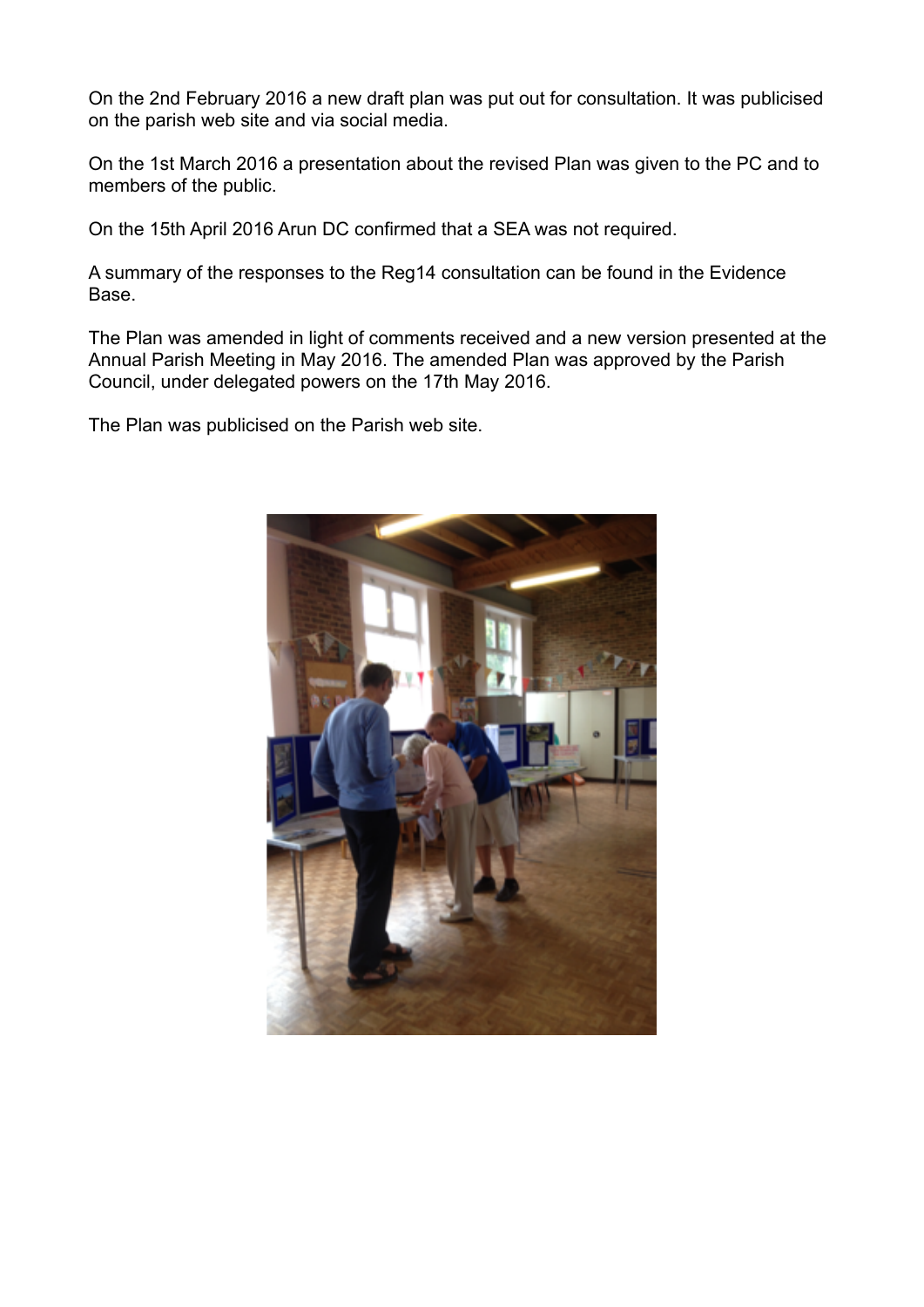On the 2nd February 2016 a new draft plan was put out for consultation. It was publicised on the parish web site and via social media.

On the 1st March 2016 a presentation about the revised Plan was given to the PC and to members of the public.

On the 15th April 2016 Arun DC confirmed that a SEA was not required.

A summary of the responses to the Reg14 consultation can be found in the Evidence Base.

The Plan was amended in light of comments received and a new version presented at the Annual Parish Meeting in May 2016. The amended Plan was approved by the Parish Council, under delegated powers on the 17th May 2016.

The Plan was publicised on the Parish web site.